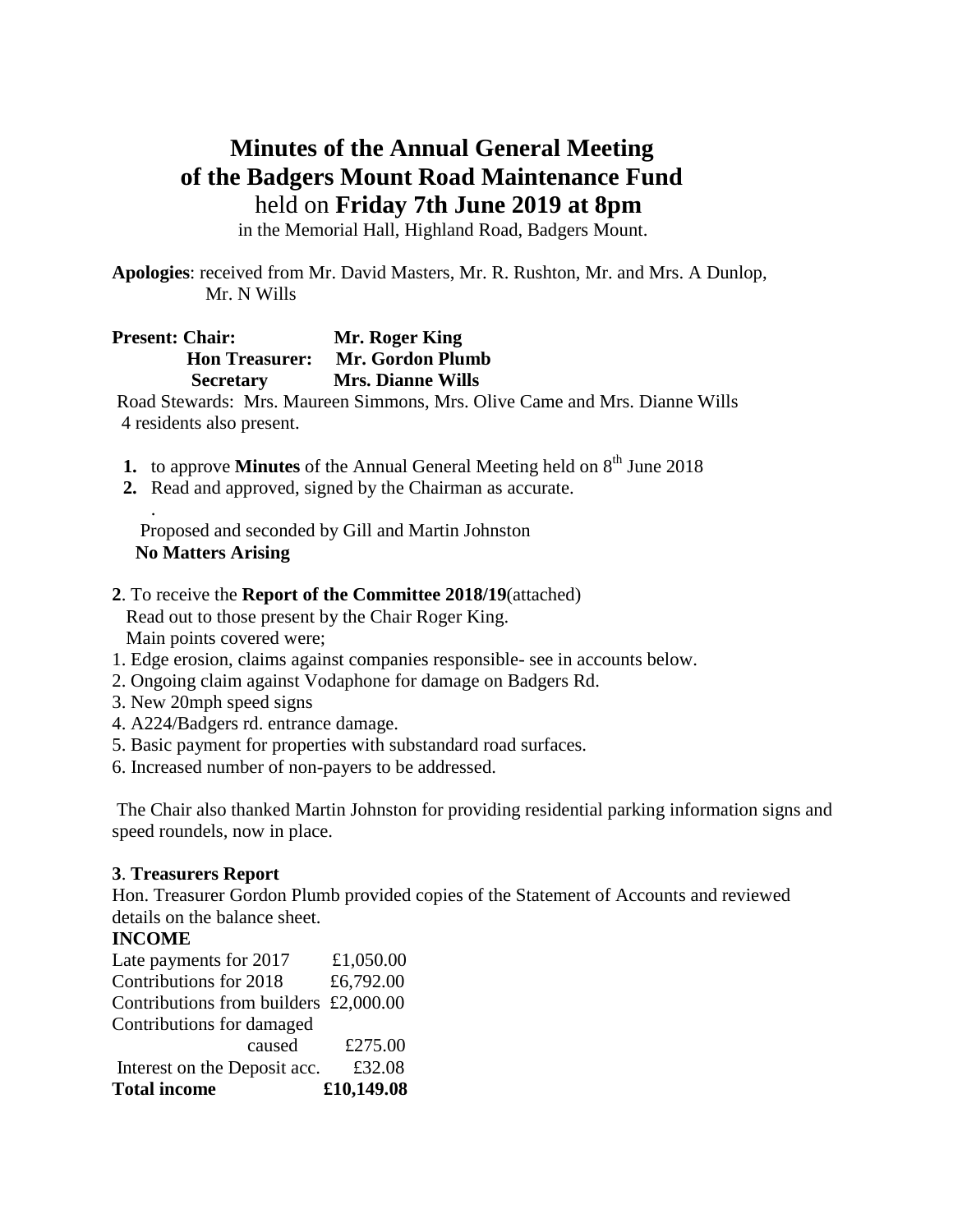# Minutes of the Annual General Meeting of the Badgers Mount Road Maintenance Fund

held on **Friday 7th June 2019 at 8pm**

in the Memorial Hall, Highland Road, Badgers Mount.

**Apologies**: received from Mr. David Masters, Mr. R. Rushton, Mr. and Mrs. A Dunlop, Mr. N Wills

**Present: Chair: Mr. Roger King**
**Hon Treasurer: Mr. Gordon Plumb**
**Secretary Mrs. Dianne Wills**

Road Stewards: Mrs. Maureen Simmons, Mrs. Olive Came and Mrs. Dianne Wills
4 residents also present.

1. to approve **Minutes** of the Annual General Meeting held on 8th June 2018
2. Read and approved, signed by the Chairman as accurate.

.

Proposed and seconded by Gill and Martin Johnston
**No Matters Arising**

**2**. To receive the **Report of the Committee 2018/19**(attached)
Read out to those present by the Chair Roger King.
Main points covered were;

1. Edge erosion, claims against companies responsible- see in accounts below.
2. Ongoing claim against Vodaphone for damage on Badgers Rd.
3. New 20mph speed signs
4. A224/Badgers rd. entrance damage.
5. Basic payment for properties with substandard road surfaces.
6. Increased number of non-payers to be addressed.

The Chair also thanked Martin Johnston for providing residential parking information signs and speed roundels, now in place.

**3**. **Treasurers Report**

Hon. Treasurer Gordon Plumb provided copies of the Statement of Accounts and reviewed details on the balance sheet.

**INCOME**

| | |
|---|---|
| Late payments for 2017 | £1,050.00 |
| Contributions for 2018 | £6,792.00 |
| Contributions from builders | £2,000.00 |
| Contributions for damaged caused | £275.00 |
| Interest on the Deposit acc. | £32.08 |
| **Total income** | **£10,149.08** |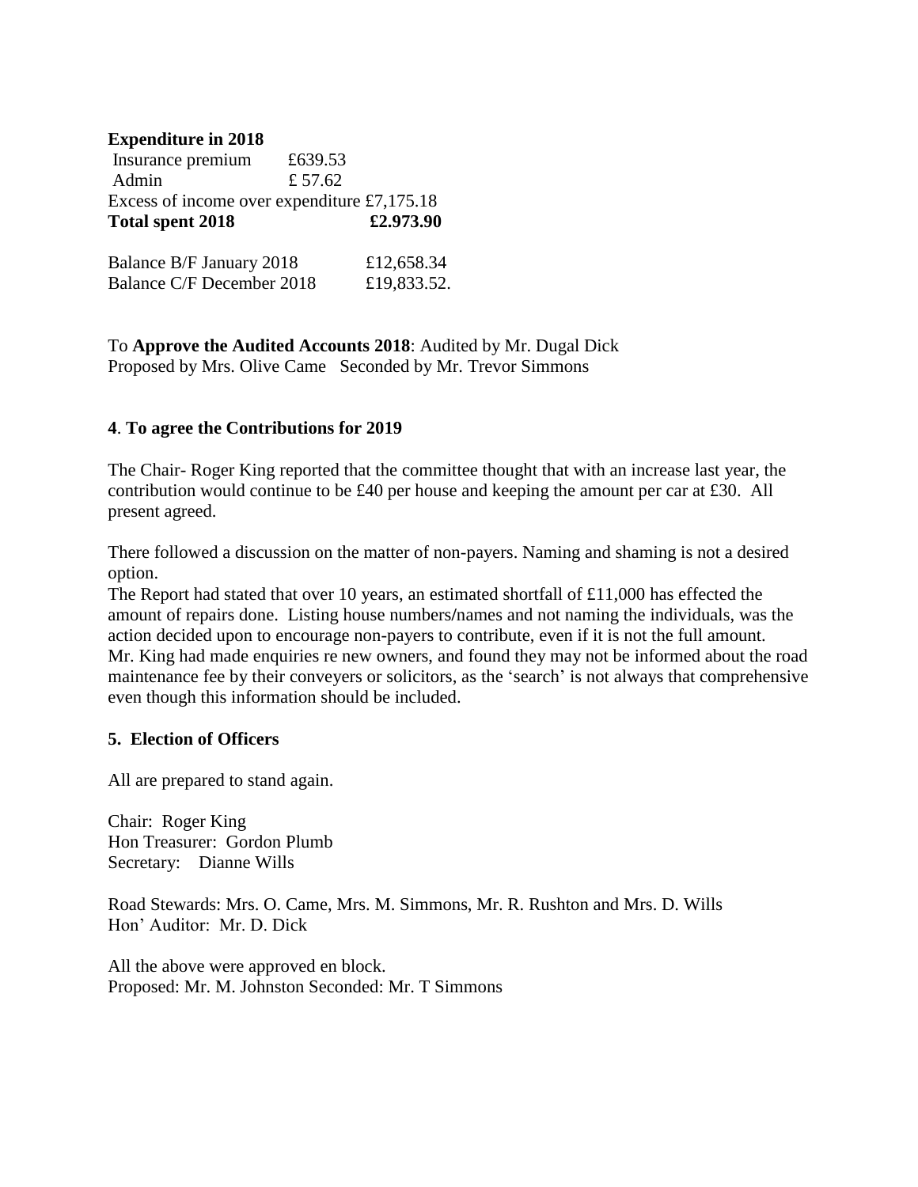**Expenditure in 2018**

Insurance premium £639.53
Admin £ 57.62
Excess of income over expenditure £7,175.18
**Total spent 2018 £2.973.90**

Balance B/F January 2018 £12,658.34
Balance C/F December 2018 £19,833.52.

To **Approve the Audited Accounts 2018**: Audited by Mr. Dugal Dick
Proposed by Mrs. Olive Came Seconded by Mr. Trevor Simmons

**4**. **To agree the Contributions for 2019**

The Chair- Roger King reported that the committee thought that with an increase last year, the contribution would continue to be £40 per house and keeping the amount per car at £30. All present agreed.

There followed a discussion on the matter of non-payers. Naming and shaming is not a desired option.
The Report had stated that over 10 years, an estimated shortfall of £11,000 has effected the amount of repairs done. Listing house numbers/names and not naming the individuals, was the action decided upon to encourage non-payers to contribute, even if it is not the full amount.
Mr. King had made enquiries re new owners, and found they may not be informed about the road maintenance fee by their conveyers or solicitors, as the 'search' is not always that comprehensive even though this information should be included.

**5. Election of Officers**

All are prepared to stand again.

Chair: Roger King
Hon Treasurer: Gordon Plumb
Secretary: Dianne Wills

Road Stewards: Mrs. O. Came, Mrs. M. Simmons, Mr. R. Rushton and Mrs. D. Wills
Hon' Auditor: Mr. D. Dick

All the above were approved en block.
Proposed: Mr. M. Johnston Seconded: Mr. T Simmons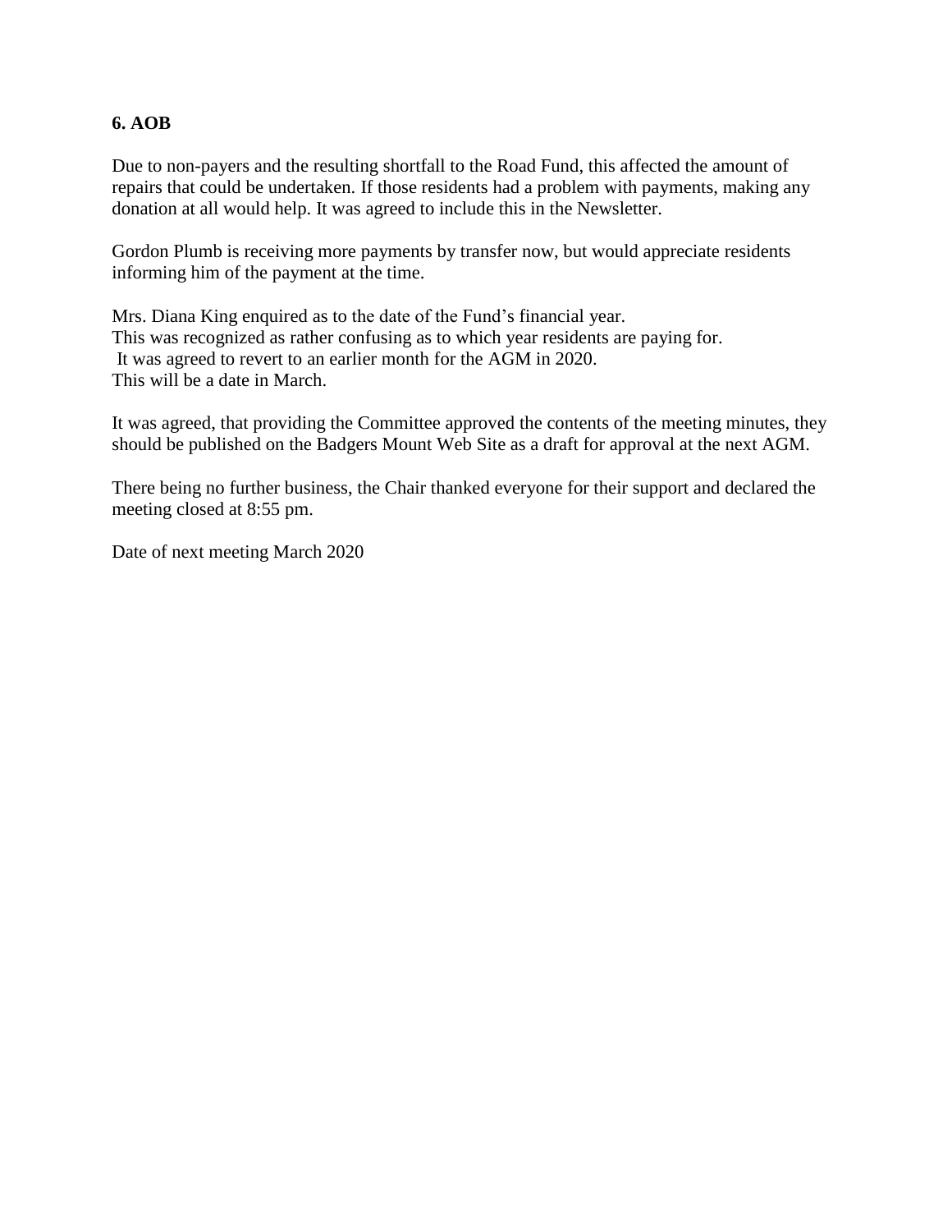**6. AOB**

Due to non-payers and the resulting shortfall to the Road Fund, this affected the amount of repairs that could be undertaken. If those residents had a problem with payments, making any donation at all would help. It was agreed to include this in the Newsletter.

Gordon Plumb is receiving more payments by transfer now, but would appreciate residents informing him of the payment at the time.

Mrs. Diana King enquired as to the date of the Fund's financial year.
This was recognized as rather confusing as to which year residents are paying for.
It was agreed to revert to an earlier month for the AGM in 2020.
This will be a date in March.

It was agreed, that providing the Committee approved the contents of the meeting minutes, they should be published on the Badgers Mount Web Site as a draft for approval at the next AGM.

There being no further business, the Chair thanked everyone for their support and declared the meeting closed at 8:55 pm.

Date of next meeting March 2020